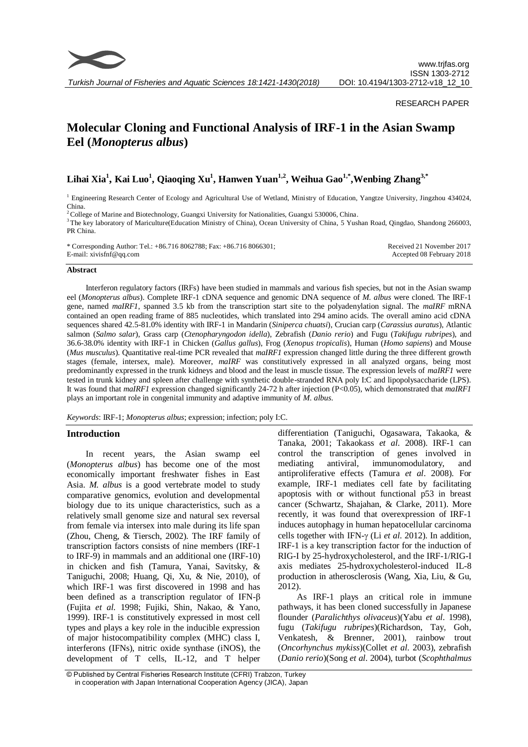RESEARCH PAPER

# Molecular Cloning and Functional Analysis of IRF-1 in the Asian Swamp Eel (*Monopterus albus*)

**Lihai Xia[1], Kai Luo[1], Qiaoqing Xu[1], Hanwen Yuan[1,2], Weihua Gao[1,*], Wenbing Zhang[3,*]**

[1] Engineering Research Center of Ecology and Agricultural Use of Wetland, Ministry of Education, Yangtze University, Jingzhou 434024, China.

[2] College of Marine and Biotechnology, Guangxi University for Nationalities, Guangxi 530006, China.

[3] The key laboratory of Mariculture(Education Ministry of China), Ocean University of China, 5 Yushan Road, Qingdao, Shandong 266003, PR China.

\* Corresponding Author: Tel.: +86.716 8062788; Fax: +86.716 8066301;
E-mail: xivisfnf@qq.com

Received 21 November 2017
Accepted 08 February 2018

## Abstract

Interferon regulatory factors (IRFs) have been studied in mammals and various fish species, but not in the Asian swamp eel (*Monopterus albus*). Complete IRF-1 cDNA sequence and genomic DNA sequence of *M. albus* were cloned. The IRF-1 gene, named *maIRF1*, spanned 3.5 kb from the transcription start site to the polyadenylation signal. The *maIRF* mRNA contained an open reading frame of 885 nucleotides, which translated into 294 amino acids. The overall amino acid cDNA sequences shared 42.5-81.0% identity with IRF-1 in Mandarin (*Siniperca chuatsi*), Crucian carp (*Carassius auratus*), Atlantic salmon (*Salmo salar*), Grass carp (*Ctenopharyngodon idella*), Zebrafish (*Danio rerio*) and Fugu (*Takifugu rubripes*), and 36.6-38.0% identity with IRF-1 in Chicken (*Gallus gallus*), Frog (*Xenopus tropicalis*), Human (*Homo sapiens*) and Mouse (*Mus musculus*). Quantitative real-time PCR revealed that *maIRF1* expression changed little during the three different growth stages (female, intersex, male). Moreover, *maIRF* was constitutively expressed in all analyzed organs, being most predominantly expressed in the trunk kidneys and blood and the least in muscle tissue. The expression levels of *maIRF1* were tested in trunk kidney and spleen after challenge with synthetic double-stranded RNA poly I:C and lipopolysaccharide (LPS). It was found that *maIRF1* expression changed significantly 24-72 h after injection ($P<0.05$), which demonstrated that *maIRF1* plays an important role in congenital immunity and adaptive immunity of *M. albus*.

*Keywords*: IRF-1; *Monopterus albus*; expression; infection; poly I:C.

## Introduction

In recent years, the Asian swamp eel (*Monopterus albus*) has become one of the most economically important freshwater fishes in East Asia. *M. albus* is a good vertebrate model to study comparative genomics, evolution and developmental biology due to its unique characteristics, such as a relatively small genome size and natural sex reversal from female via intersex into male during its life span (Zhou, Cheng, & Tiersch, 2002). The IRF family of transcription factors consists of nine members (IRF-1 to IRF-9) in mammals and an additional one (IRF-10) in chicken and fish (Tamura, Yanai, Savitsky, & Taniguchi, 2008; Huang, Qi, Xu, & Nie, 2010), of which IRF-1 was first discovered in 1998 and has been defined as a transcription regulator of IFN-β (Fujita *et al.* 1998; Fujiki, Shin, Nakao, & Yano, 1999). IRF-1 is constitutively expressed in most cell types and plays a key role in the inducible expression of major histocompatibility complex (MHC) class I, interferons (IFNs), nitric oxide synthase (iNOS), the development of T cells, IL-12, and T helper differentiation (Taniguchi, Ogasawara, Takaoka, & Tanaka, 2001; Takaokass *et al.* 2008). IRF-1 can control the transcription of genes involved in mediating antiviral, immunomodulatory, and antiproliferative effects (Tamura *et al.* 2008). For example, IRF-1 mediates cell fate by facilitating apoptosis with or without functional p53 in breast cancer (Schwartz, Shajahan, & Clarke, 2011). More recently, it was found that overexpression of IRF-1 induces autophagy in human hepatocellular carcinoma cells together with IFN-γ (Li *et al.* 2012). In addition, IRF-1 is a key transcription factor for the induction of RIG-I by 25-hydroxycholesterol, and the IRF-1/RIG-I axis mediates 25-hydroxycholesterol-induced IL-8 production in atherosclerosis (Wang, Xia, Liu, & Gu, 2012).

As IRF-1 plays an critical role in immune pathways, it has been cloned successfully in Japanese flounder (*Paralichthys olivaceus*)(Yabu *et al.* 1998), fugu (*Takifugu rubripes*)(Richardson, Tay, Goh, Venkatesh, & Brenner, 2001), rainbow trout (*Oncorhynchus mykiss*)(Collet *et al.* 2003), zebrafish (*Danio rerio*)(Song *et al.* 2004), turbot (*Scophthalmus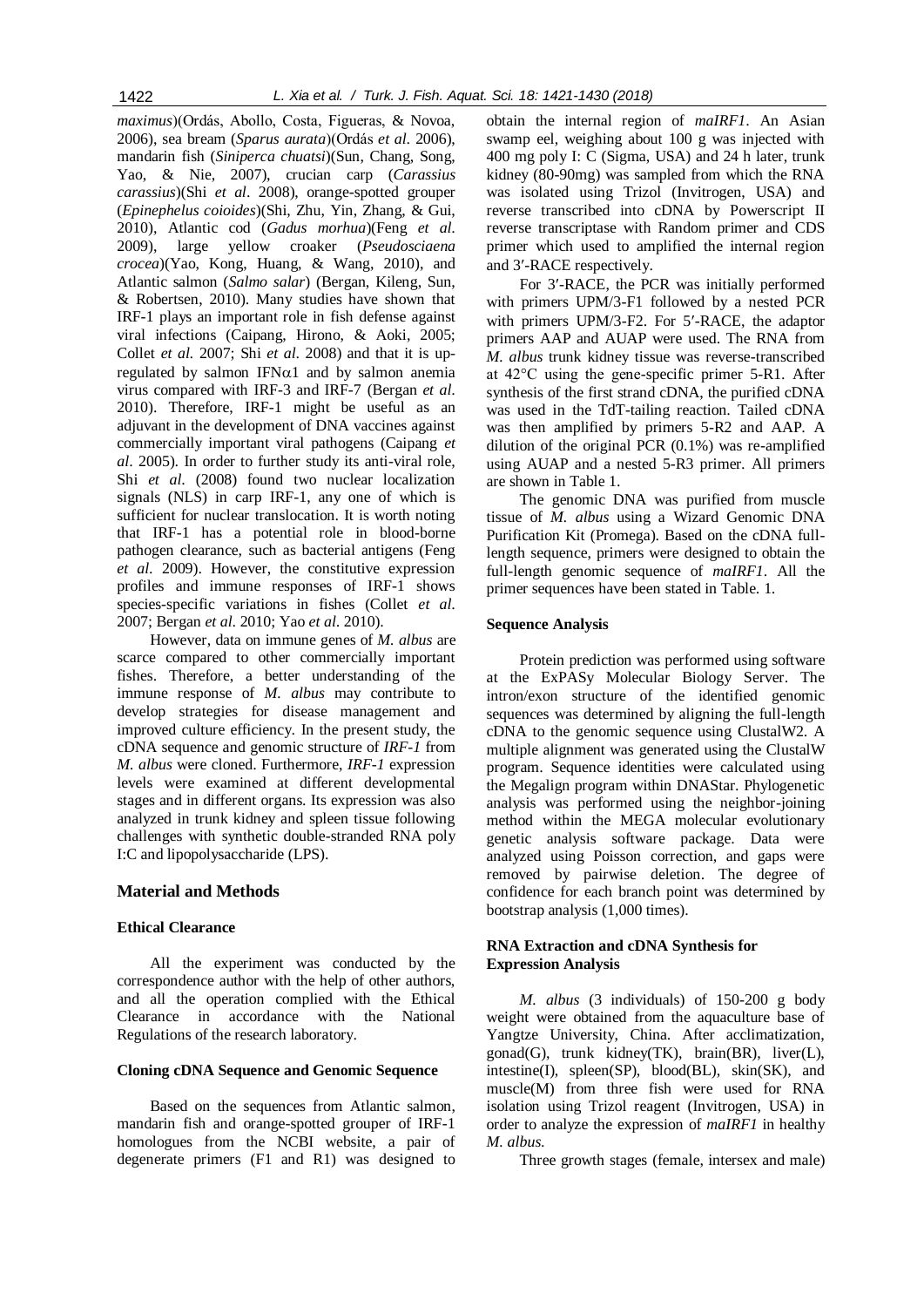*maximus*)(Ordás, Abollo, Costa, Figueras, & Novoa, 2006), sea bream (*Sparus aurata*)(Ordás *et al.* 2006), mandarin fish (*Siniperca chuatsi*)(Sun, Chang, Song, Yao, & Nie, 2007), crucian carp (*Carassius carassius*)(Shi *et al.* 2008), orange-spotted grouper (*Epinephelus coioides*)(Shi, Zhu, Yin, Zhang, & Gui, 2010), Atlantic cod (*Gadus morhua*)(Feng *et al.* 2009), large yellow croaker (*Pseudosciaena crocea*)(Yao, Kong, Huang, & Wang, 2010), and Atlantic salmon (*Salmo salar*) (Bergan, Kileng, Sun, & Robertsen, 2010). Many studies have shown that IRF-1 plays an important role in fish defense against viral infections (Caipang, Hirono, & Aoki, 2005; Collet *et al.* 2007; Shi *et al.* 2008) and that it is up-regulated by salmon IFNα1 and by salmon anemia virus compared with IRF-3 and IRF-7 (Bergan *et al.* 2010). Therefore, IRF-1 might be useful as an adjuvant in the development of DNA vaccines against commercially important viral pathogens (Caipang *et al*. 2005). In order to further study its anti-viral role, Shi *et al.* (2008) found two nuclear localization signals (NLS) in carp IRF-1, any one of which is sufficient for nuclear translocation. It is worth noting that IRF-1 has a potential role in blood-borne pathogen clearance, such as bacterial antigens (Feng *et al.* 2009). However, the constitutive expression profiles and immune responses of IRF-1 shows species-specific variations in fishes (Collet *et al.* 2007; Bergan *et al.* 2010; Yao *et al.* 2010).

However, data on immune genes of *M. albus* are scarce compared to other commercially important fishes. Therefore, a better understanding of the immune response of *M. albus* may contribute to develop strategies for disease management and improved culture efficiency. In the present study, the cDNA sequence and genomic structure of *IRF-1* from *M. albus* were cloned. Furthermore, *IRF-1* expression levels were examined at different developmental stages and in different organs. Its expression was also analyzed in trunk kidney and spleen tissue following challenges with synthetic double-stranded RNA poly I:C and lipopolysaccharide (LPS).

## Material and Methods

### Ethical Clearance

All the experiment was conducted by the correspondence author with the help of other authors, and all the operation complied with the Ethical Clearance in accordance with the National Regulations of the research laboratory.

### Cloning cDNA Sequence and Genomic Sequence

Based on the sequences from Atlantic salmon, mandarin fish and orange-spotted grouper of IRF-1 homologues from the NCBI website, a pair of degenerate primers (F1 and R1) was designed to obtain the internal region of *maIRF1*. An Asian swamp eel, weighing about 100 g was injected with 400 mg poly I: C (Sigma, USA) and 24 h later, trunk kidney (80-90mg) was sampled from which the RNA was isolated using Trizol (Invitrogen, USA) and reverse transcribed into cDNA by Powerscript II reverse transcriptase with Random primer and CDS primer which used to amplified the internal region and 3′-RACE respectively.

For 3′-RACE, the PCR was initially performed with primers UPM/3-F1 followed by a nested PCR with primers UPM/3-F2. For 5′-RACE, the adaptor primers AAP and AUAP were used. The RNA from *M. albus* trunk kidney tissue was reverse-transcribed at 42°C using the gene-specific primer 5-R1. After synthesis of the first strand cDNA, the purified cDNA was used in the TdT-tailing reaction. Tailed cDNA was then amplified by primers 5-R2 and AAP. A dilution of the original PCR (0.1%) was re-amplified using AUAP and a nested 5-R3 primer. All primers are shown in Table 1.

The genomic DNA was purified from muscle tissue of *M. albus* using a Wizard Genomic DNA Purification Kit (Promega). Based on the cDNA full-length sequence, primers were designed to obtain the full-length genomic sequence of *maIRF1*. All the primer sequences have been stated in Table. 1.

### Sequence Analysis

Protein prediction was performed using software at the ExPASy Molecular Biology Server. The intron/exon structure of the identified genomic sequences was determined by aligning the full-length cDNA to the genomic sequence using ClustalW2. A multiple alignment was generated using the ClustalW program. Sequence identities were calculated using the Megalign program within DNAStar. Phylogenetic analysis was performed using the neighbor-joining method within the MEGA molecular evolutionary genetic analysis software package. Data were analyzed using Poisson correction, and gaps were removed by pairwise deletion. The degree of confidence for each branch point was determined by bootstrap analysis (1,000 times).

### RNA Extraction and cDNA Synthesis for Expression Analysis

*M. albus* (3 individuals) of 150-200 g body weight were obtained from the aquaculture base of Yangtze University, China. After acclimatization, gonad(G), trunk kidney(TK), brain(BR), liver(L), intestine(I), spleen(SP), blood(BL), skin(SK), and muscle(M) from three fish were used for RNA isolation using Trizol reagent (Invitrogen, USA) in order to analyze the expression of *maIRF1* in healthy *M. albus.*

Three growth stages (female, intersex and male)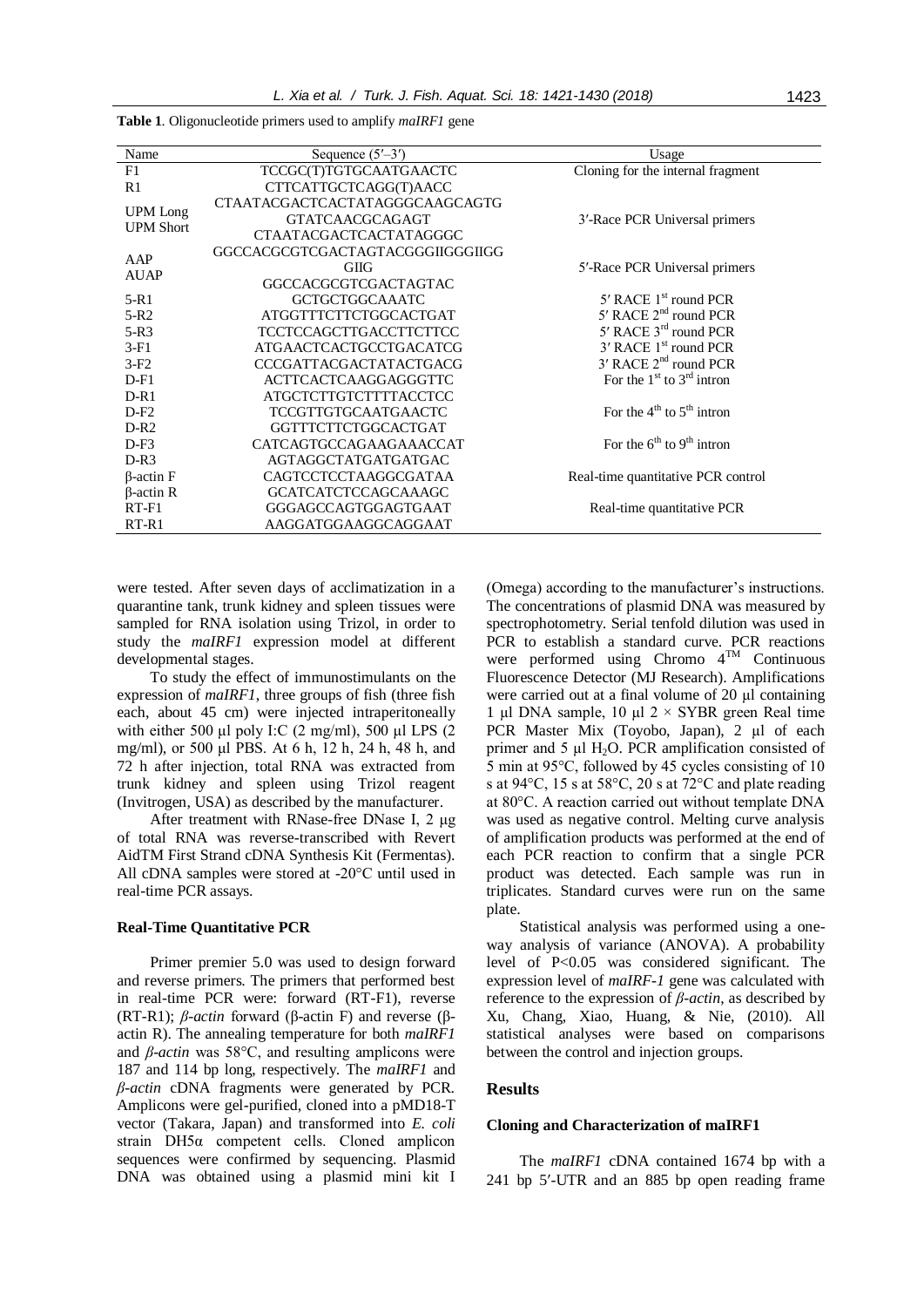**Table 1**. Oligonucleotide primers used to amplify *maIRF1* gene

| Name | Sequence (5′–3′) | Usage |
|---|---|---|
| F1 | TCCGC(T)TGTGCAATGAACTC | Cloning for the internal fragment |
| R1 | CTTCATTGCTCAGG(T)AACC | |
| UPM Long<br>UPM Short | CTAATACGACTCACTATAGGGCAAGCAGTG<br>GTATCAACGCAGAGT<br>CTAATACGACTCACTATAGGGC | 3′-Race PCR Universal primers |
| AAP<br>AUAP | GGCCACGCGTCGACTAGTACGGGIIGGGIIGG<br>GIIG<br>GGCCACGCGTCGACTAGTAC | 5′-Race PCR Universal primers |
| 5-R1 | GCTGCTGGCAAATC | 5′ RACE 1st round PCR |
| 5-R2 | ATGGTTTCTTCTGGCACTGAT | 5′ RACE 2nd round PCR |
| 5-R3 | TCCTCCAGCTTGACCTTCTTCC | 5′ RACE 3rd round PCR |
| 3-F1 | ATGAACTCACTGCCTGACATCG | 3′ RACE 1st round PCR |
| 3-F2 | CCCGATTACGACTATACTGACG | 3′ RACE 2nd round PCR |
| D-F1 | ACTTCACTCAAGGAGGGTTC | For the 1st to 3rd intron |
| D-R1 | ATGCTCTTGTCTTTTACCTCC | |
| D-F2 | TCCGTTGTGCAATGAACTC | For the 4th to 5th intron |
| D-R2 | GGTTTCTTCTGGCACTGAT | |
| D-F3 | CATCAGTGCCAGAAGAAACCAT | For the 6th to 9th intron |
| D-R3 | AGTAGGCTATGATGATGAC | |
| β-actin F | CAGTCCTCCTAAGGCGATAA | Real-time quantitative PCR control |
| β-actin R | GCATCATCTCCAGCAAAGC | |
| RT-F1 | GGGAGCCAGTGGAGTGAAT | Real-time quantitative PCR |
| RT-R1 | AAGGATGGAAGGCAGGAAT | |

were tested. After seven days of acclimatization in a quarantine tank, trunk kidney and spleen tissues were sampled for RNA isolation using Trizol, in order to study the *maIRF1* expression model at different developmental stages.

To study the effect of immunostimulants on the expression of *maIRF1*, three groups of fish (three fish each, about 45 cm) were injected intraperitoneally with either 500 µl poly I:C (2 mg/ml), 500 µl LPS (2 mg/ml), or 500 µl PBS. At 6 h, 12 h, 24 h, 48 h, and 72 h after injection, total RNA was extracted from trunk kidney and spleen using Trizol reagent (Invitrogen, USA) as described by the manufacturer.

After treatment with RNase-free DNase I, 2 µg of total RNA was reverse-transcribed with Revert AidTM First Strand cDNA Synthesis Kit (Fermentas). All cDNA samples were stored at -20°C until used in real-time PCR assays.

### Real-Time Quantitative PCR

Primer premier 5.0 was used to design forward and reverse primers. The primers that performed best in real-time PCR were: forward (RT-F1), reverse (RT-R1); *β-actin* forward (β-actin F) and reverse (β-actin R). The annealing temperature for both *maIRF1* and *β-actin* was 58°C, and resulting amplicons were 187 and 114 bp long, respectively. The *maIRF1* and *β-actin* cDNA fragments were generated by PCR. Amplicons were gel-purified, cloned into a pMD18-T vector (Takara, Japan) and transformed into *E. coli* strain DH5α competent cells. Cloned amplicon sequences were confirmed by sequencing. Plasmid DNA was obtained using a plasmid mini kit I (Omega) according to the manufacturer's instructions. The concentrations of plasmid DNA was measured by spectrophotometry. Serial tenfold dilution was used in PCR to establish a standard curve. PCR reactions were performed using Chromo 4TM Continuous Fluorescence Detector (MJ Research). Amplifications were carried out at a final volume of 20 µl containing 1 µl DNA sample, 10 µl 2 × SYBR green Real time PCR Master Mix (Toyobo, Japan), 2 µl of each primer and 5 µl $H_2O$. PCR amplification consisted of 5 min at 95°C, followed by 45 cycles consisting of 10 s at 94°C, 15 s at 58°C, 20 s at 72°C and plate reading at 80°C. A reaction carried out without template DNA was used as negative control. Melting curve analysis of amplification products was performed at the end of each PCR reaction to confirm that a single PCR product was detected. Each sample was run in triplicates. Standard curves were run on the same plate.

Statistical analysis was performed using a one-way analysis of variance (ANOVA). A probability level of $P<0.05$ was considered significant. The expression level of *maIRF-1* gene was calculated with reference to the expression of *β-actin*, as described by Xu, Chang, Xiao, Huang, & Nie, (2010). All statistical analyses were based on comparisons between the control and injection groups.

## Results

### Cloning and Characterization of maIRF1

The *maIRF1* cDNA contained 1674 bp with a 241 bp 5′-UTR and an 885 bp open reading frame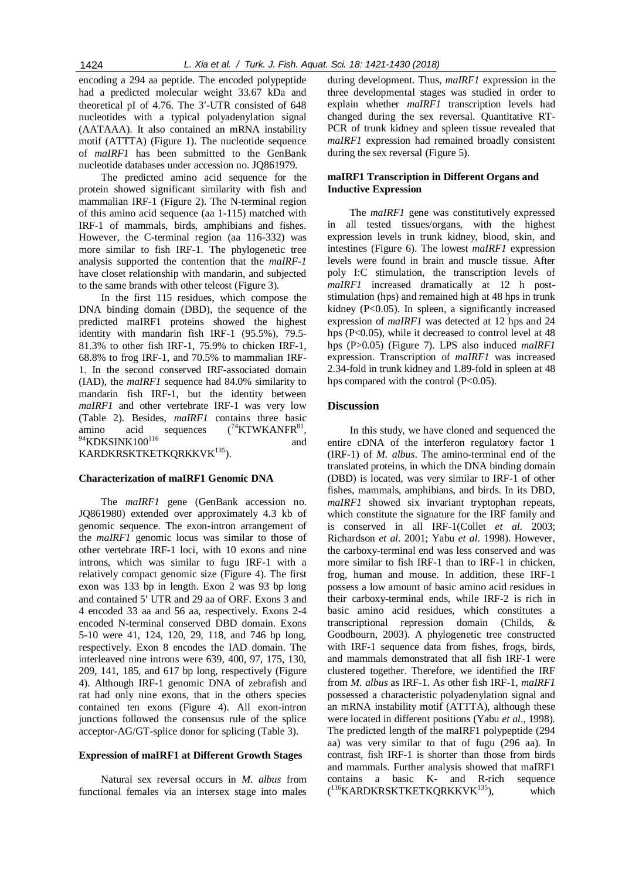encoding a 294 aa peptide. The encoded polypeptide had a predicted molecular weight 33.67 kDa and theoretical pI of 4.76. The 3′-UTR consisted of 648 nucleotides with a typical polyadenylation signal (AATAAA). It also contained an mRNA instability motif (ATTTA) (Figure 1). The nucleotide sequence of *maIRF1* has been submitted to the GenBank nucleotide databases under accession no. JQ861979.

The predicted amino acid sequence for the protein showed significant similarity with fish and mammalian IRF-1 (Figure 2). The N-terminal region of this amino acid sequence (aa 1-115) matched with IRF-1 of mammals, birds, amphibians and fishes. However, the C-terminal region (aa 116-332) was more similar to fish IRF-1. The phylogenetic tree analysis supported the contention that the *maIRF-1* have closet relationship with mandarin, and subjected to the same brands with other teleost (Figure 3).

In the first 115 residues, which compose the DNA binding domain (DBD), the sequence of the predicted maIRF1 proteins showed the highest identity with mandarin fish IRF-1 (95.5%), 79.5-81.3% to other fish IRF-1, 75.9% to chicken IRF-1, 68.8% to frog IRF-1, and 70.5% to mammalian IRF-1. In the second conserved IRF-associated domain (IAD), the *maIRF1* sequence had 84.0% similarity to mandarin fish IRF-1, but the identity between *maIRF1* and other vertebrate IRF-1 was very low (Table 2). Besides, *maIRF1* contains three basic amino acid sequences ($^{74}$KTWKANFR$^{81}$, $^{94}$KDKSINK100$^{116}$ and KARDKRSKTKETKQRKKVK$^{135}$).

### Characterization of maIRF1 Genomic DNA

The *maIRF1* gene (GenBank accession no. JQ861980) extended over approximately 4.3 kb of genomic sequence. The exon-intron arrangement of the *maIRF1* genomic locus was similar to those of other vertebrate IRF-1 loci, with 10 exons and nine introns, which was similar to fugu IRF-1 with a relatively compact genomic size (Figure 4). The first exon was 133 bp in length. Exon 2 was 93 bp long and contained 5′ UTR and 29 aa of ORF. Exons 3 and 4 encoded 33 aa and 56 aa, respectively. Exons 2-4 encoded N-terminal conserved DBD domain. Exons 5-10 were 41, 124, 120, 29, 118, and 746 bp long, respectively. Exon 8 encodes the IAD domain. The interleaved nine introns were 639, 400, 97, 175, 130, 209, 141, 185, and 617 bp long, respectively (Figure 4). Although IRF-1 genomic DNA of zebrafish and rat had only nine exons, that in the others species contained ten exons (Figure 4). All exon-intron junctions followed the consensus rule of the splice acceptor-AG/GT-splice donor for splicing (Table 3).

### Expression of maIRF1 at Different Growth Stages

Natural sex reversal occurs in *M. albus* from functional females via an intersex stage into males during development. Thus, *maIRF1* expression in the three developmental stages was studied in order to explain whether *maIRF1* transcription levels had changed during the sex reversal. Quantitative RT-PCR of trunk kidney and spleen tissue revealed that *maIRF1* expression had remained broadly consistent during the sex reversal (Figure 5).

### maIRF1 Transcription in Different Organs and Inductive Expression

The *maIRF1* gene was constitutively expressed in all tested tissues/organs, with the highest expression levels in trunk kidney, blood, skin, and intestines (Figure 6). The lowest *maIRF1* expression levels were found in brain and muscle tissue. After poly I:C stimulation, the transcription levels of *maIRF1* increased dramatically at 12 h post-stimulation (hps) and remained high at 48 hps in trunk kidney ($P<0.05$). In spleen, a significantly increased expression of *maIRF1* was detected at 12 hps and 24 hps ($P<0.05$), while it decreased to control level at 48 hps ($P>0.05$) (Figure 7). LPS also induced *maIRF1* expression. Transcription of *maIRF1* was increased 2.34-fold in trunk kidney and 1.89-fold in spleen at 48 hps compared with the control ($P<0.05$).

## Discussion

In this study, we have cloned and sequenced the entire cDNA of the interferon regulatory factor 1 (IRF-1) of *M. albus*. The amino-terminal end of the translated proteins, in which the DNA binding domain (DBD) is located, was very similar to IRF-1 of other fishes, mammals, amphibians, and birds. In its DBD, *maIRF1* showed six invariant tryptophan repeats, which constitute the signature for the IRF family and is conserved in all IRF-1(Collet *et al.* 2003; Richardson *et al*. 2001; Yabu *et al.* 1998). However, the carboxy-terminal end was less conserved and was more similar to fish IRF-1 than to IRF-1 in chicken, frog, human and mouse. In addition, these IRF-1 possess a low amount of basic amino acid residues in their carboxy-terminal ends, while IRF-2 is rich in basic amino acid residues, which constitutes a transcriptional repression domain (Childs, & Goodbourn, 2003). A phylogenetic tree constructed with IRF-1 sequence data from fishes, frogs, birds, and mammals demonstrated that all fish IRF-1 were clustered together. Therefore, we identified the IRF from *M. albus* as IRF-1. As other fish IRF-1, *maIRF1* possessed a characteristic polyadenylation signal and an mRNA instability motif (ATTTA), although these were located in different positions (Yabu *et al*., 1998). The predicted length of the maIRF1 polypeptide (294 aa) was very similar to that of fugu (296 aa). In contrast, fish IRF-1 is shorter than those from birds and mammals. Further analysis showed that maIRF1 contains a basic K- and R-rich sequence ($^{116}$KARDKRSKTKETKQRKKVK$^{135}$), which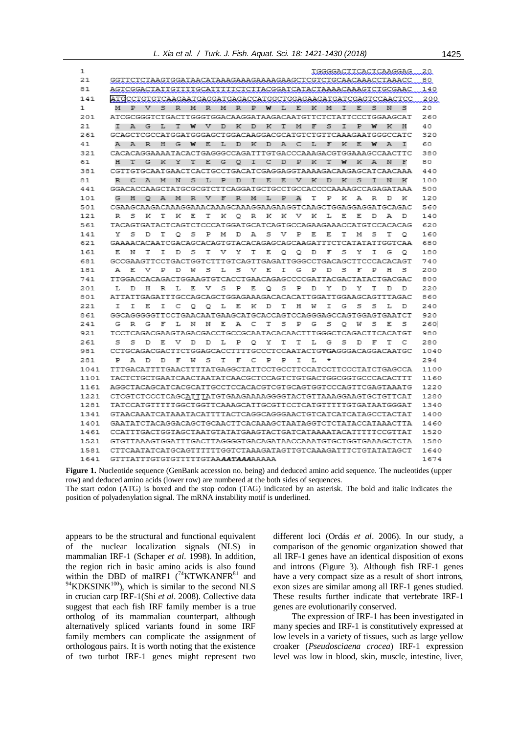```
1                                                         TGGGGACTTCACTCAAGGAG   20
21    GGTTCTCTAAGTGGATAACATAAAGAAAGAAAAGAAGCTCGTCTGCAACAAACCTAAACC   80
81    AGTCGGACTATTGTTTTGCATTTTTCTCTTACGGATCATACTAAAACAAAGTCTGCGAAC  140
141   ATGCCTGTGTCAAGAATGAGGATGAGACCATGGCTGGAGAAGATGATCGAGTCCAACTCC  200
1      M  P  V  S  R  M  R  M  R  P  W  L  E  K  M  I  E  S  N  S    20
201   ATCGCGGGTCTGACTTGGGTGGACAAGGATAAGACAATGTTCTCTATTCCCTGGAAGCAT  260
21     I  A  G  L  T  W  V  D  K  D  K  T  M  F  S  I  P  W  K  H    40
261   GCAGCTCGCCATGGATGGGAGCTGGACAAGGACGCATGTCTGTTCAAAGAATGGGCCATC  320
41     A  A  R  H  G  W  E  L  D  K  D  A  C  L  F  K  E  W  A  I    60
321   CACACAGGAAAATACACTGAGGGCCAGATTTGTGACCCAAAGACGTGGAAAGCCAACTTC  380
61     H  T  G  K  Y  T  E  G  Q  I  C  D  P  K  T  W  K  A  N  F    80
381   CGTTGTGCAATGAACTCACTGCCTGACATCGAGGAGGTAAAAGACAAGAGCATCAACAAA  440
81     R  C  A  M  N  S  L  P  D  I  E  E  V  K  D  K  S  I  N  K   100
441   GGACACCAAGCTATGCGCGTCTTCAGGATGCTGCCTGCCACCCCAAAAGCCAGAGATAAA  500
101    G  H  Q  A  M  R  V  F  R  M  L  P  A  T  P  K  A  R  D  K   120
501   CGAAGCAAGACAAAGGAAACAAAGCAAAGGAAGAAGGTCAAGCTGGAGGAGGATGCAGAC  560
121    R  S  K  T  K  E  T  K  Q  R  K  K  V  K  L  E  E  D  A  D   140
561   TACAGTGATACTCAGTCTCCCATGGATGCATCAGTGCCAGAAGAAACCATGTCCACACAG  620
141    Y  S  D  T  Q  S  P  M  D  A  S  V  P  E  E  T  M  S  T  Q   160
621   GAAAACACAATCGACAGCACAGTGTACACAGAGCAGCAAGATTTCTCATATATTGGTCAA  680
161    E  N  T  I  D  S  T  V  Y  T  E  Q  Q  D  F  S  Y  I  G  Q   180
681   GCCGAAGTTCCTGACTGGTCTTTGTCAGTTGAGATTGGGCCTGACAGCTTCCCACACAGT  740
181    A  E  V  P  D  W  S  L  S  V  E  I  G  P  D  S  F  P  H  S   200
741   TTGGACCACAGACTGGAAGTGTCACCTGAACAGAGCCCCGATTACGACTATACTGACGAC  800
201    L  D  H  R  L  E  V  S  P  E  Q  S  P  D  Y  D  Y  T  D  D   220
801   ATTATTGAGATTTGCCAGCAGCTGGAGAAAGACACACATTGGATTGGAAGCAGTTTAGAC  860
221    I  I  E  I  C  Q  Q  L  E  K  D  T  H  W  I  G  S  S  L  D   240
861   GGCAGGGGGTTCCTGAACAATGAAGCATGCACCAGTCCAGGGAGCCAGTGGAGTGAATCT  920
241    G  R  G  F  L  N  N  E  A  C  T  S  P  G  S  Q  W  S  E  S   260
921   TCCTCAGACGAAGTAGACGACCTGCCGCAATACACAACTTTGGGCTCAGACTTCACATGT  980
261    S  S  D  E  V  D  D  L  P  Q  Y  T  T  L  G  S  D  F  T  C   280
981   CCTGCAGACGACTTCTGGAGCACCTTTTGCCCTCCAATACTGTGAGGGACAGGACAATGC 1040
281    P  A  D  D  F  W  S  T  F  C  P  P  I  L  *                  294
1041  TTTGACATTTTGAACTTTTATGAGGCTATTCCTGCCTTCCATCCTTCCCTATCTGAGCCA 1100
1101  TACTCTGCTGAATCAACTAATATCAACGCTCCAGTCTGTGACTGGCGGTGCCCACACTTT 1160
1161  AGGCTACAGCATCACGCATTGCCTCCACACGTCGTGCAGTGGTCCCAGTTCGAGTAAATG 1220
1221  CTCGTCTCCCTCAGCATTTATGTGAAGAAAAGGGGTACTGTTAAAGGAAGTGCTGTTCAT 1280
1281  TATCCATGTTTTTGGCTGGTTCAAAGCATTGCGTTCCTCATGTTTTTGTGATAATGGGAT 1340
1341  GTAACAAATCATAAATACATTTTACTCAGGCAGGGAACTGTCATCATCATAGCCTACTAT 1400
1401  GAATATCTACAGGACAGCTGCAACTTCACAAAGCTAATAGGTCTCTATACCATAAACTTA 1460
1461  CCATTTGACTGGTAGCTAATGTATATGAAGTACTGATCATAAAATACATTTTTCCGTTAT 1520
1521  GTGTTAAAGTGGATTTGACTTAGGGGTGACAGATAACCAAATGTGCTGGTGAAAGCTCTA 1580
1581  CTTCAATATCATGCAGTTTTTTGGTCTAAAGATAGTTGTCAAAGATTTCTGTATATAGCT 1640
1641  GTTTATTTGTGTGTTTTTGTAAAATAAAAAAAA                             1674
```

**Figure 1.** Nucleotide sequence (GenBank accession no. being) and deduced amino acid sequence. The nucleotides (upper row) and deduced amino acids (lower row) are numbered at the both sides of sequences.
The start codon (ATG) is boxed and the stop codon (TAG) indicated by an asterisk. The bold and italic indicates the position of polyadenylation signal. The mRNA instability motif is underlined.

appears to be the structural and functional equivalent of the nuclear localization signals (NLS) in mammalian IRF-1 (Schaper *et al*. 1998). In addition, the region rich in basic amino acids is also found within the DBD of maIRF1 ([74]KTWKANFR[81] and [94]KDKSINK[100]), which is similar to the second NLS in crucian carp IRF-1(Shi *et al*. 2008). Collective data suggest that each fish IRF family member is a true ortholog of its mammalian counterpart, although alternatively spliced variants found in some IRF family members can complicate the assignment of orthologous pairs. It is worth noting that the existence of two turbot IRF-1 genes might represent two different loci (Ordás *et al*. 2006). In our study, a comparison of the genomic organization showed that all IRF-1 genes have an identical disposition of exons and introns (Figure 3). Although fish IRF-1 genes have a very compact size as a result of short introns, exon sizes are similar among all IRF-1 genes studied. These results further indicate that vertebrate IRF-1 genes are evolutionarily conserved.

The expression of IRF-1 has been investigated in many species and IRF-1 is constitutively expressed at low levels in a variety of tissues, such as large yellow croaker (*Pseudosciaena crocea*) IRF-1 expression level was low in blood, skin, muscle, intestine, liver,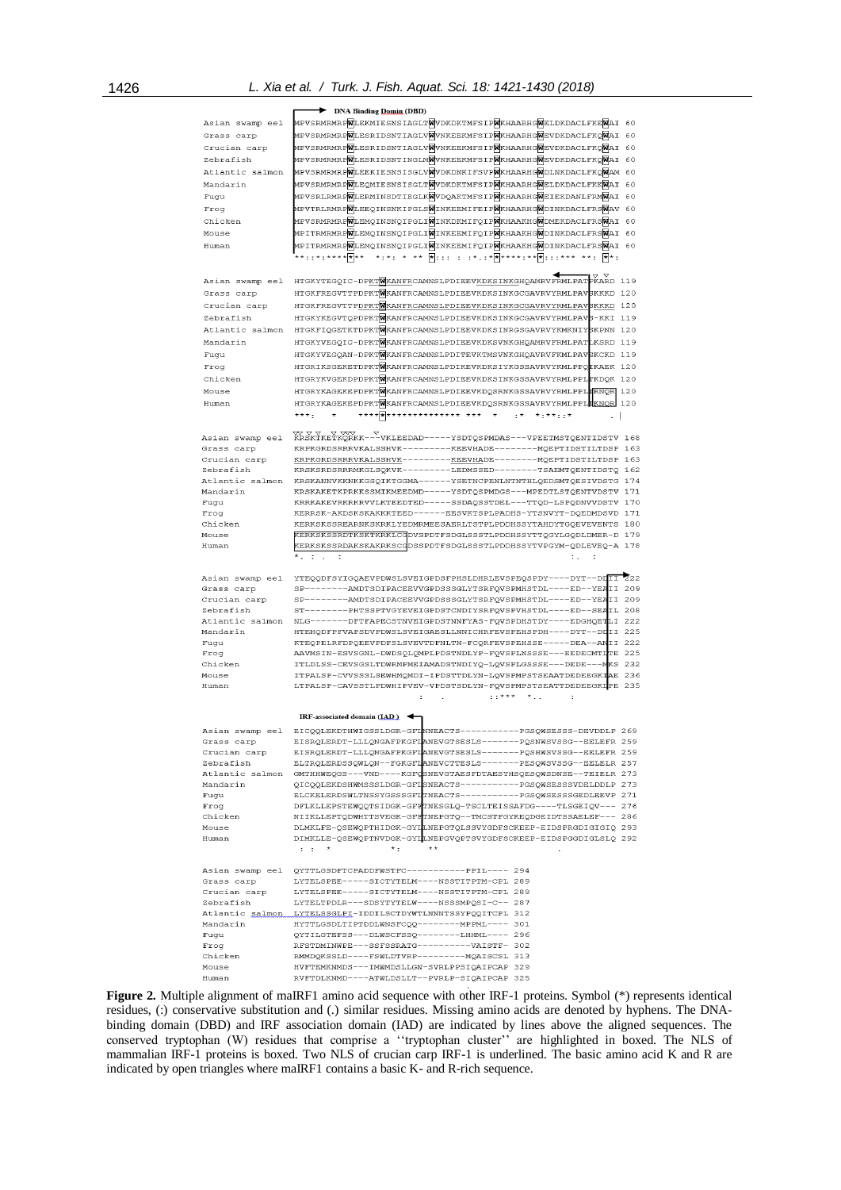```
                 DNA Binding Domain (DBD)
Asian swamp eel  MPVSRMRMRPWLEKMIESNSIAGLTWVDKDKTMFSIPWKHAARHGWELDKDACLFKEWAI 60
Grass carp       MPVSRMRMRPWLESRIDSNTIAGLVWVNKEEKMFSIPWKHAARHGWEVDKDACLFKQWAI 60
Crucian carp     MPVSRMRMRPWLESRIDSNTIAGLVWVNKEEKMFSIPWKHAARHGWEVDKDACLFKQWAI 60
Zebrafish        MPVSRMRMRPWLESRIDSNTINGLMWVNKEEKMFSIPWKHAARHGWEVDKDACLFKQWAI 60
Atlantic salmon  MPVSRMRMRPWLEEKIESNSISGLVWVDKDNKIFSVPWKHAARHGWDLNKDACLFKQWAM 60
Mandarin         MPVSRMRMRPWLEQMIESNSISGLTWVDKDKTMFSIPWKHAARHGWELDKDACLFKKWAI 60
Fugu             MPVSRLRMRPWLERMINSDTIEGLKWVDQAKTMFSIPWKHAARHGWEIEKDANLFRMWAI 60
Frog             MPVTRLRMRPWLEEQINSNKIFGLSWINKEEMIFEIPWKHAARHGWDINKDACLFRSWAV 60
Chicken          MPVSRMRMRPWLEMQINSNQIPGLIWINKDKMIFQIPWKHAAKHGWDMEKDACLFRSWAI 60
Mouse            MPITRMRMRPWLEMQINSNQIPGLIWINKEEMIFQIPWKHAAKHGWDINKDACLFRSWAI 60
Human            MPITRMRMRPWLEMQINSNQIPGLIWINKEEMIFQIPWKHAAKHGWDINKDACLFRSWAI 60
                 **::*:****:**  *:*: * ** *::: : :*.:*****:**:*::::*** **: **:

Asian swamp eel  HTGKYTEGQIC-DPKTWKANFRCAMNSLPDIEEVKDKSINKGHQAMRVFRMLPATPKARD 119
Grass carp       HTGKFREGVTTPDPKTWKANFRCAMNSLPDIEEVKDKSINKGCGAVRVYRMLPAVSKKKD 120
Crucian carp     HTGKFREGVTTPDPKTWKANFRCAMNSLPDIEEVKDKSINKGCGAVRVYRMLPAVSKKKD 120
Zebrafish        HTGKYKEGVTQPDPKTWKANFRCAMNSLPDIEEVKDKSINKGCGAVRVYRMLPAVS-KKI 119
Atlantic salmon  HTGKFIQGETKTDPKTWKANFRCAMNSLPDIEEVKDKSINRGSGAVRVYKMKNIYSKPNN 120
Mandarin         HTGKYVEGQIC-DPKTWKANFRCAMNSLPDIEEVKDKSVNKGHQAMRVFRMLPATLKSRD 119
Fugu             HTGKYVEGQAN-DPKTWKANFRCAMNSLPDITEVKTMSVNKGHQAVRVFKMLPAVSKCKD 119
Frog             HTGRIKSGEKETDPKTWKANFRCAMNSLPDIEEVKDKSIYKGSSAVRVYKMLPPQTKAEK 120
Chicken          HTGRYKVGEKDPDPKTWKANFRCAMNSLPDIEEVKDKSINKGSSAVRVYRMLPPLTKDQK 120
Mouse            HTGRYKAGEKEPDPKTWKANFRCAMNSLPDIEEVKDQSRNKGSSAVRVYRMLPPLTRNQR 120
Human            HTGRYKAGEKEPDPKTWKANFRCAMNSLPDIEEVKDQSRNKGSSAVRVYRMLPPLTKNQR 120
                 ***:   *     **************** ***  *   :*  *:**::*       . |

Asian swamp eel  KRSKTKETKQKKK---VKLEEDAD-----YSDTQSPMDAS---VPEETMSTQENTIDSTV 168
Grass carp       KRPKGRDSRRRVKALSSHVK---------KEEVHADE--------MQEPTIDSTILTDSP 163
Crucian carp     KRPKGRDSRRRVKALSSHVK---------KEEVHADE--------MQEPTIDSTILTDSP 163
Zebrafish        KRSKSRDSRRRMKGLSQKVK---------LEDMSSED--------TSAEMTQENTIDSTQ 162
Atlantic salmon  KRSKANNVKKNKKGSQIKTGGMA------YSETNCPENLNTNTHLQEDSMTQESIVDSTG 174
Mandarin         KRSKAKETKPKKSSMIKMEEDMD-----YSDTQSPMDGS---MPEDTLSTQENTVDSTV 171
Fugu             KRRKAKEVRKRKRVVLKTEEDTED-----SSDAQSSTDEL---TTQD-LSPQDNVVDSTV 170
Frog             KERRSK-AKDSKSKAKKKTEED------EESVKTSPLPADHS-YTSNVYT-DQEDMDSVD 171
Chicken          KERKSKSSREARNKSKRKLYEDMRMEESAERLTSTPLPDDHSSYTAHDYTGQEVEVENTS 180
Mouse            KERKSKSSRDTKSKTKRKLCGDVSPDTFSDGLSSSTLPDDHSSYTTQGYLGQDLDMER-D 179
Human            KERKSKSSRDAKSKAKRKSCGDSSPDTFSDGLSSSTLPDDHSSYTVPGYM-QDLEVEQ-A 178
                 *. :  .   :                                         :.   :

Asian swamp eel  YTEQQDFSYIGQAEVPDWSLSVEIGPDSFPHSLDHRLEVSPEQSPDY----DYT--DDII 222
Grass carp       SP---------AMDTSDIPACEEVVGPDSSSGLYTSRFQVSPMHSTDL----ED--YEAII 209
Crucian carp     SP---------AMDTSDIPACEEVVGPDSSSGLYTSRFQVSPMHSTDL----ED--YEAII 209
Zebrafish        ST---------PHTSSPTVGYEVEIGPDSTCNDIYSRFQVSPVHSTDL----ED--SEAIL 208
Atlantic salmon  NLG--------DFTFAPECSTNVEIGPDSTNNFYAS-FQVSPDHSTDY----EDGHQETLI 222
Mandarin         HTEHQDFPFVAPSDVPDWSLSVEIGAESLLNNICHRFEVSPEHSPDH----DYT--DDII 225
Fugu             KTEQPELRFDPQEEVPDFSLSVEVTDFNLTN-FCQRFEVSPEHSSE-----DEA--ANII 222
Frog             AAVMSIN-ESVSGNL-DWDSQLQMPLPDSTNDLYP-FQVSPLNSSSE---EEDECMTLTE 225
Chicken          ITLDLSS-CEVSGSLTDWRMPMEIAMADSTNDIYQ-LQVSPLGSSSE---DEDE---MKS 232
Mouse            ITPALSP-CVVSSSLSEWHMQMDI-IPDSTTDLYN-LQVSPMPSTSEAATDEDEEGKIAE 236
Human            LTPALSP-CAVSSTLPDWHIPVEV-VPDSTSDLYN-FQVSPMPSTSEATTDEDEEGKLPE 235
                                     :    .        ::***  *..       :

                 IRF-associated domain (IAD)
Asian swamp eel  EICQQLEKDTHWIGSSLDGR-GFLNNEACTS-----------PGSQWSESSS-DEVDDLP 269
Grass carp       EISRQLERDT-LLLQNGAFPKGFLANEVGTSESLS--------PQSNWSVSSG--EELEFR 259
Crucian carp     EISRQLERDT-LLLQNGAFPKGFLANEVGTSESLS--------PQSHWSVSSG--EELEFR 259
Zebrafish        ELTRQLERDSSQWLQN--FGKGFLANEVCTTESLS--------PESQWSVSSG--EELELR 257
Atlantic salmon  GMTHHWEQGS---VND----KGFQSNEVGTAESFDTAESYHSQESQWSDNSE--TEIELR 273
Mandarin         QICQQLEKDSHWMSSSLDGR-GFLSNEACTS-----------PGSQWSESSSVDELDDLP 273
Fugu             ELCKELERDSWLTNSSYGSSSGFLTNEACTS-----------PGSQWSESSSGEDLEEVP 271
Frog             DFLKLLEPSTEWQQTSIDGK-GFLTNESGLQ-TSCLTEISSAFDG-----TLSGEIQV--- 276
Chicken          NIIKLLEPTQDWHTTSVEGK-GFLTNEPGTQ--TMCSTFGYKEQDGEIDTSSAELEF--- 286
Mouse            DLMKLFE-QSEWQPTHIDGK-GYLLNEPGTQLSSVYGDFSCKEEP-EIDSPRGDIGIGIQ 293
Human            DIMKLLE-QSEWQPTNVDGK-GYLLNEPGVQPTSVYGDFSCKEEP-EIDSPGGDIGLSLQ 292
                  : :  *           *:         **                        .

Asian swamp eel  QYTTLGSDFTCPADDFWSTFC-----------PPIL---- 294
Grass carp       LYTELSPEE-----SICTYTELM----NSSTITPTM-CPL 289
Crucian carp     LYTELSPEE-----SICTYTELM----NSSTITPTM-CPL 289
Zebrafish        LYTELTPDLR---SDSYTYTELW----NSSSMPQSI-C-- 287
Atlantic salmon  LYTELSSGLFI-IDDILSCTDYWTLNNNTSSYPQQITCPL 312
Mandarin         HYTTLGSDLTIPTDDLWNSFCQQ--------MPPML---- 301
Fugu             QYTILSTEFSS---DLWSCFSSQ---------LHHML---- 296
Frog             RFSTDMINWPE---SSFSSRATG---------VAISTF- 302
Chicken          RMMDQKSSLD----FSWLDTVRP---------MQAISCSL 313
Mouse            HVFTEMKNMDS---IMWMDSLLGN-SVRLPPSIQAIPCAP 329
Human            RVFTDLKNMD----ATWLDSLLT--PVRLP-SIQAIPCAP 325
```

**Figure 2.** Multiple alignment of maIRF1 amino acid sequence with other IRF-1 proteins. Symbol (*) represents identical residues, (:) conservative substitution and (.) similar residues. Missing amino acids are denoted by hyphens. The DNA-binding domain (DBD) and IRF association domain (IAD) are indicated by lines above the aligned sequences. The conserved tryptophan (W) residues that comprise a ''tryptophan cluster'' are highlighted in boxed. The NLS of mammalian IRF-1 proteins is boxed. Two NLS of crucian carp IRF-1 is underlined. The basic amino acid K and R are indicated by open triangles where maIRF1 contains a basic K- and R-rich sequence.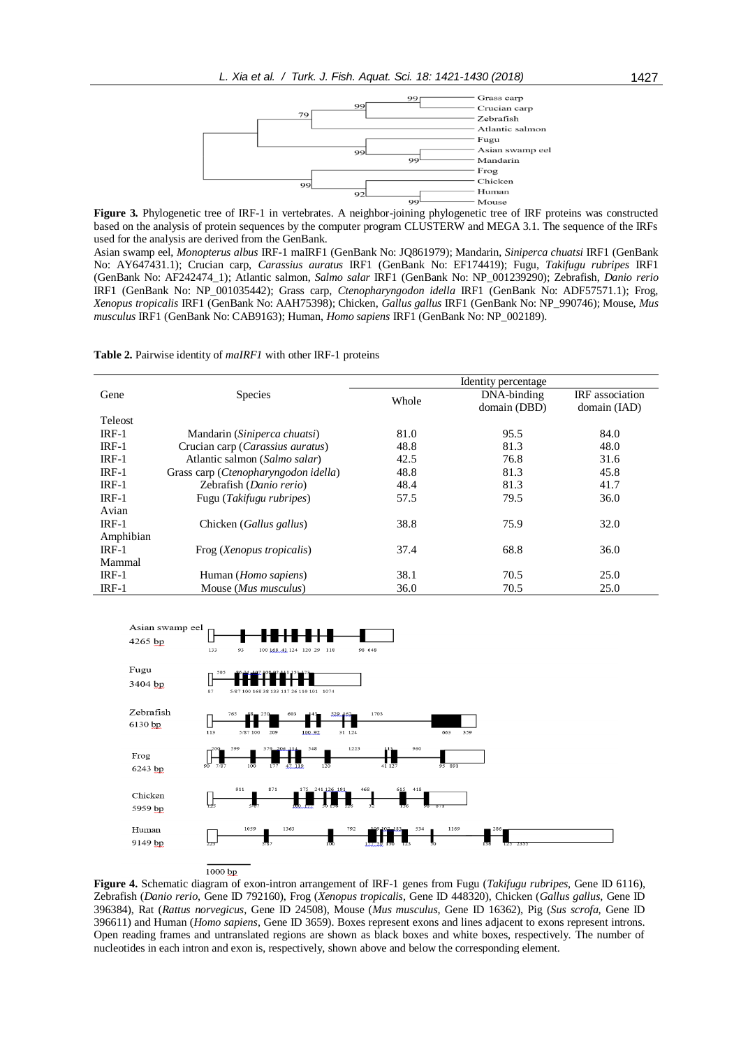**Figure 3.** Phylogenetic tree of IRF-1 in vertebrates. A neighbor-joining phylogenetic tree of IRF proteins was constructed based on the analysis of protein sequences by the computer program CLUSTERW and MEGA 3.1. The sequence of the IRFs used for the analysis are derived from the GenBank.

Asian swamp eel, *Monopterus albus* IRF-1 maIRF1 (GenBank No: JQ861979); Mandarin, *Siniperca chuatsi* IRF1 (GenBank No: AY647431.1); Crucian carp, *Carassius auratus* IRF1 (GenBank No: EF174419); Fugu, *Takifugu rubripes* IRF1 (GenBank No: AF242474_1); Atlantic salmon, *Salmo salar* IRF1 (GenBank No: NP_001239290); Zebrafish, *Danio rerio* IRF1 (GenBank No: NP_001035442); Grass carp, *Ctenopharyngodon idella* IRF1 (GenBank No: ADF57571.1); Frog, *Xenopus tropicalis* IRF1 (GenBank No: AAH75398); Chicken, *Gallus gallus* IRF1 (GenBank No: NP_990746); Mouse, *Mus musculus* IRF1 (GenBank No: CAB9163); Human, *Homo sapiens* IRF1 (GenBank No: NP_002189).

**Table 2.** Pairwise identity of *maIRF1* with other IRF-1 proteins

| Gene | Species | Identity percentage | | |
|---|---|---|---|---|
| | | Whole | DNA-binding domain (DBD) | IRF association domain (IAD) |
| Teleost | | | | |
| IRF-1 | Mandarin (*Siniperca chuatsi*) | 81.0 | 95.5 | 84.0 |
| IRF-1 | Crucian carp (*Carassius auratus*) | 48.8 | 81.3 | 48.0 |
| IRF-1 | Atlantic salmon (*Salmo salar*) | 42.5 | 76.8 | 31.6 |
| IRF-1 | Grass carp (*Ctenopharyngodon idella*) | 48.8 | 81.3 | 45.8 |
| IRF-1 | Zebrafish (*Danio rerio*) | 48.4 | 81.3 | 41.7 |
| IRF-1 | Fugu (*Takifugu rubripes*) | 57.5 | 79.5 | 36.0 |
| Avian | | | | |
| IRF-1 | Chicken (*Gallus gallus*) | 38.8 | 75.9 | 32.0 |
| Amphibian | | | | |
| IRF-1 | Frog (*Xenopus tropicalis*) | 37.4 | 68.8 | 36.0 |
| Mammal | | | | |
| IRF-1 | Human (*Homo sapiens*) | 38.1 | 70.5 | 25.0 |
| IRF-1 | Mouse (*Mus musculus*) | 36.0 | 70.5 | 25.0 |

**Figure 4.** Schematic diagram of exon-intron arrangement of IRF-1 genes from Fugu (*Takifugu rubripes*, Gene ID 6116), Zebrafish (*Danio rerio*, Gene ID 792160), Frog (*Xenopus tropicalis*, Gene ID 448320), Chicken (*Gallus gallus*, Gene ID 396384), Rat (*Rattus norvegicus*, Gene ID 24508), Mouse (*Mus musculus*, Gene ID 16362), Pig (*Sus scrofa*, Gene ID 396611) and Human (*Homo sapiens*, Gene ID 3659). Boxes represent exons and lines adjacent to exons represent introns. Open reading frames and untranslated regions are shown as black boxes and white boxes, respectively. The number of nucleotides in each intron and exon is, respectively, shown above and below the corresponding element.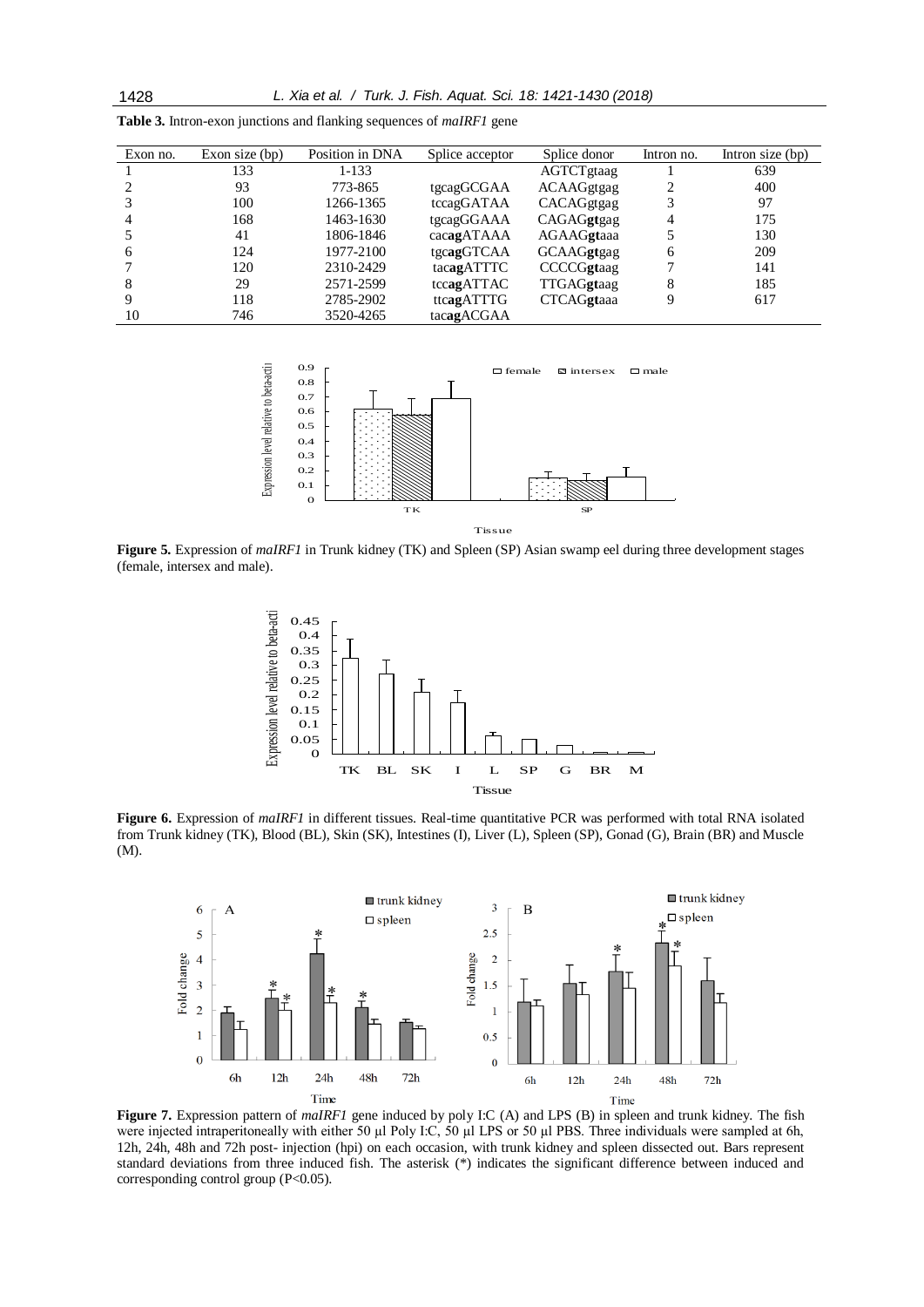**Table 3.** Intron-exon junctions and flanking sequences of *maIRF1* gene

| Exon no. | Exon size (bp) | Position in DNA | Splice acceptor | Splice donor | Intron no. | Intron size (bp) |
|---|---|---|---|---|---|---|
| 1 | 133 | 1-133 | | AGTCTgtaag | 1 | 639 |
| 2 | 93 | 773-865 | tgcagGCGAA | ACAAGgtgag | 2 | 400 |
| 3 | 100 | 1266-1365 | tccagGATAA | CACAGgtgag | 3 | 97 |
| 4 | 168 | 1463-1630 | tgcagGGAAA | CAGAG**gt**gag | 4 | 175 |
| 5 | 41 | 1806-1846 | cac**ag**ATAAA | AGAAG**gt**aaa | 5 | 130 |
| 6 | 124 | 1977-2100 | tgc**ag**GTCAA | GCAAG**gt**gag | 6 | 209 |
| 7 | 120 | 2310-2429 | tac**ag**ATTTC | CCCCG**gt**aag | 7 | 141 |
| 8 | 29 | 2571-2599 | tcc**ag**ATTAC | TTGAG**gt**aag | 8 | 185 |
| 9 | 118 | 2785-2902 | ttc**ag**ATTTG | CTCAG**gt**aaa | 9 | 617 |
| 10 | 746 | 3520-4265 | tac**ag**ACGAA | | | |

**Figure 5.** Expression of *maIRF1* in Trunk kidney (TK) and Spleen (SP) Asian swamp eel during three development stages (female, intersex and male).

**Figure 6.** Expression of *maIRF1* in different tissues. Real-time quantitative PCR was performed with total RNA isolated from Trunk kidney (TK), Blood (BL), Skin (SK), Intestines (I), Liver (L), Spleen (SP), Gonad (G), Brain (BR) and Muscle (M).

**Figure 7.** Expression pattern of *maIRF1* gene induced by poly I:C (A) and LPS (B) in spleen and trunk kidney. The fish were injected intraperitoneally with either 50 µl Poly I:C, 50 µl LPS or 50 µl PBS. Three individuals were sampled at 6h, 12h, 24h, 48h and 72h post- injection (hpi) on each occasion, with trunk kidney and spleen dissected out. Bars represent standard deviations from three induced fish. The asterisk (*) indicates the significant difference between induced and corresponding control group ($P<0.05$).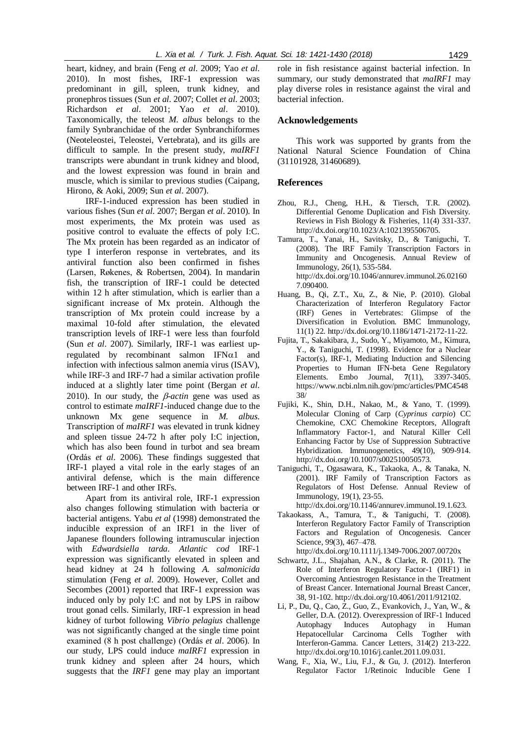heart, kidney, and brain (Feng *et al*. 2009; Yao *et al*. 2010). In most fishes, IRF-1 expression was predominant in gill, spleen, trunk kidney, and pronephros tissues (Sun *et al*. 2007; Collet *et al*. 2003; Richardson *et al*. 2001; Yao *et al*. 2010). Taxonomically, the teleost *M. albus* belongs to the family Synbranchidae of the order Synbranchiformes (Neoteleostei, Teleostei, Vertebrata), and its gills are difficult to sample. In the present study, *maIRF1* transcripts were abundant in trunk kidney and blood, and the lowest expression was found in brain and muscle, which is similar to previous studies (Caipang, Hirono, & Aoki, 2009; Sun *et al*. 2007).

IRF-1-induced expression has been studied in various fishes (Sun *et al*. 2007; Bergan *et al*. 2010). In most experiments, the Mx protein was used as positive control to evaluate the effects of poly I:C. The Mx protein has been regarded as an indicator of type I interferon response in vertebrates, and its antiviral function also been confirmed in fishes (Larsen, Røkenes, & Robertsen, 2004). In mandarin fish, the transcription of IRF-1 could be detected within 12 h after stimulation, which is earlier than a significant increase of Mx protein. Although the transcription of Mx protein could increase by a maximal 10-fold after stimulation, the elevated transcription levels of IRF-1 were less than fourfold (Sun *et al*. 2007). Similarly, IRF-1 was earliest up-regulated by recombinant salmon IFN$\alpha$1 and infection with infectious salmon anemia virus (ISAV), while IRF-3 and IRF-7 had a similar activation profile induced at a slightly later time point (Bergan *et al*. 2010). In our study, the $\beta$*-actin* gene was used as control to estimate *maIRF1*-induced change due to the unknown Mx gene sequence in *M. albus*. Transcription of *maIRF1* was elevated in trunk kidney and spleen tissue 24-72 h after poly I:C injection, which has also been found in turbot and sea bream (Ordás *et al*. 2006). These findings suggested that IRF-1 played a vital role in the early stages of an antiviral defense, which is the main difference between IRF-1 and other IRFs.

Apart from its antiviral role, IRF-1 expression also changes following stimulation with bacteria or bacterial antigens. Yabu *et al* (1998) demonstrated the inducible expression of an IRF1 in the liver of Japanese flounders following intramuscular injection with *Edwardsiella tarda*. *Atlantic cod* IRF-1 expression was significantly elevated in spleen and head kidney at 24 h following *A. salmonicida* stimulation (Feng *et al*. 2009). However, Collet and Secombes (2001) reported that IRF-1 expression was induced only by poly I:C and not by LPS in raibow trout gonad cells. Similarly, IRF-1 expression in head kidney of turbot following *Vibrio pelagius* challenge was not significantly changed at the single time point examined (8 h post challenge) (Ordás *et al*. 2006). In our study, LPS could induce *maIRF1* expression in trunk kidney and spleen after 24 hours, which suggests that the *IRF1* gene may play an important role in fish resistance against bacterial infection. In summary, our study demonstrated that *maIRF1* may play diverse roles in resistance against the viral and bacterial infection.

## Acknowledgements

This work was supported by grants from the National Natural Science Foundation of China (31101928, 31460689).

## References

- Zhou, R.J., Cheng, H.H., & Tiersch, T.R. (2002). Differential Genome Duplication and Fish Diversity. Reviews in Fish Biology & Fisheries, 11(4) 331-337. http://dx.doi.org/10.1023/A:1021395506705.
- Tamura, T., Yanai, H., Savitsky, D., & Taniguchi, T. (2008). The IRF Family Transcription Factors in Immunity and Oncogenesis. Annual Review of Immunology, 26(1), 535-584. http://dx.doi.org/10.1046/annurev.immunol.26.021607.090400.
- Huang, B., Qi, Z.T., Xu, Z., & Nie, P. (2010). Global Characterization of Interferon Regulatory Factor (IRF) Genes in Vertebrates: Glimpse of the Diversification in Evolution. BMC Immunology, 11(1) 22. http://dx.doi.org/10.1186/1471-2172-11-22.
- Fujita, T., Sakakibara, J., Sudo, Y., Miyamoto, M., Kimura, Y., & Taniguchi, T. (1998). Evidence for a Nuclear Factor(s), IRF-1, Mediating Induction and Silencing Properties to Human IFN-beta Gene Regulatory Elements. Embo Journal, **7**(11), 3397-3405. https://www.ncbi.nlm.nih.gov/pmc/articles/PMC454838/
- Fujiki, K., Shin, D.H., Nakao, M., & Yano, T. (1999). Molecular Cloning of Carp (*Cyprinus carpio*) CC Chemokine, CXC Chemokine Receptors, Allograft Inflammatory Factor-1, and Natural Killer Cell Enhancing Factor by Use of Suppression Subtractive Hybridization. Immunogenetics, 49(10), 909-914. http://dx.doi.org/10.1007/s002510050573.
- Taniguchi, T., Ogasawara, K., Takaoka, A., & Tanaka, N. (2001). IRF Family of Transcription Factors as Regulators of Host Defense. Annual Review of Immunology, 19(1), 23-55. http://dx.doi.org/10.1146/annurev.immunol.19.1.623.
- Takaokass, A., Tamura, T., & Taniguchi, T. (2008). Interferon Regulatory Factor Family of Transcription Factors and Regulation of Oncogenesis. Cancer Science, 99(3), 467–478. http://dx.doi.org/10.1111/j.1349-7006.2007.00720x
- Schwartz, J.L., Shajahan, A.N., & Clarke, R. (2011). The Role of Interferon Regulatory Factor-1 (IRF1) in Overcoming Antiestrogen Resistance in the Treatment of Breast Cancer. International Journal Breast Cancer, 38, 91-102. http://dx.doi.org/10.4061/2011/912102.
- Li, P., Du, Q., Cao, Z., Guo, Z., Evankovich, J., Yan, W., & Geller, D.A. (2012). Overexpression of IRF-1 Induced Autophagy Induces Autophagy in Human Hepatocellular Carcinoma Cells Togther with Interferon-Gamma. Cancer Letters, 314(2) 213-222. http://dx.doi.org/10.1016/j.canlet.2011.09.031.
- Wang, F., Xia, W., Liu, F.J., & Gu, J. (2012). Interferon Regulator Factor 1/Retinoic Inducible Gene I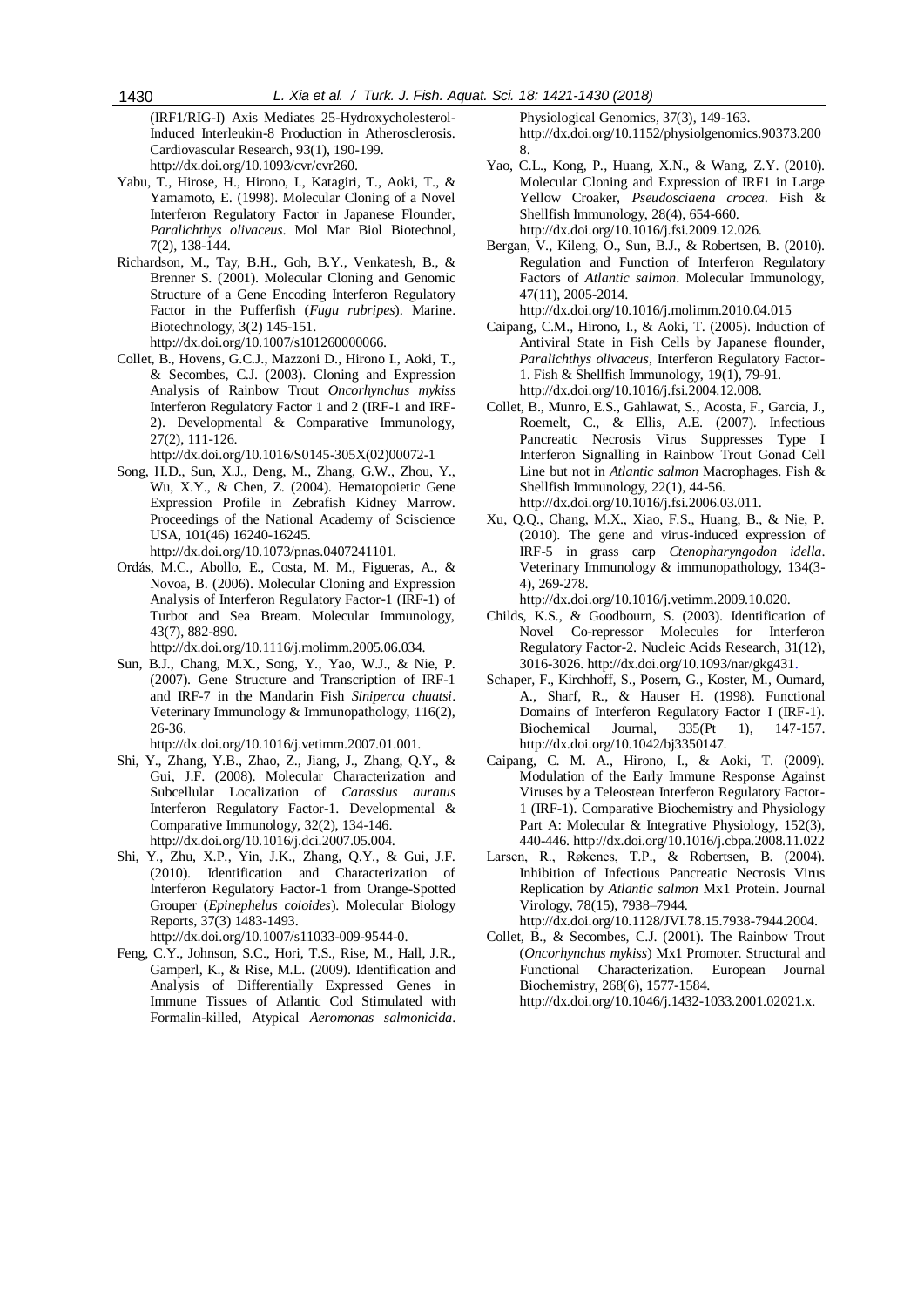(IRF1/RIG-I) Axis Mediates 25-Hydroxycholesterol-Induced Interleukin-8 Production in Atherosclerosis. Cardiovascular Research, 93(1), 190-199. http://dx.doi.org/10.1093/cvr/cvr260.

Yabu, T., Hirose, H., Hirono, I., Katagiri, T., Aoki, T., & Yamamoto, E. (1998). Molecular Cloning of a Novel Interferon Regulatory Factor in Japanese Flounder, *Paralichthys olivaceus*. Mol Mar Biol Biotechnol, 7(2), 138-144.

Richardson, M., Tay, B.H., Goh, B.Y., Venkatesh, B., & Brenner S. (2001). Molecular Cloning and Genomic Structure of a Gene Encoding Interferon Regulatory Factor in the Pufferfish (*Fugu rubripes*). Marine. Biotechnology, 3(2) 145-151. http://dx.doi.org/10.1007/s101260000066.

Collet, B., Hovens, G.C.J., Mazzoni D., Hirono I., Aoki, T., & Secombes, C.J. (2003). Cloning and Expression Analysis of Rainbow Trout *Oncorhynchus mykiss* Interferon Regulatory Factor 1 and 2 (IRF-1 and IRF-2). Developmental & Comparative Immunology, 27(2), 111-126. http://dx.doi.org/10.1016/S0145-305X(02)00072-1

Song, H.D., Sun, X.J., Deng, M., Zhang, G.W., Zhou, Y., Wu, X.Y., & Chen, Z. (2004). Hematopoietic Gene Expression Profile in Zebrafish Kidney Marrow. Proceedings of the National Academy of Sciscience USA, 101(46) 16240-16245. http://dx.doi.org/10.1073/pnas.0407241101.

Ordás, M.C., Abollo, E., Costa, M. M., Figueras, A., & Novoa, B. (2006). Molecular Cloning and Expression Analysis of Interferon Regulatory Factor-1 (IRF-1) of Turbot and Sea Bream. Molecular Immunology, 43(7), 882-890. http://dx.doi.org/10.1116/j.molimm.2005.06.034.

Sun, B.J., Chang, M.X., Song, Y., Yao, W.J., & Nie, P. (2007). Gene Structure and Transcription of IRF-1 and IRF-7 in the Mandarin Fish *Siniperca chuatsi*. Veterinary Immunology & Immunopathology, 116(2), 26-36. http://dx.doi.org/10.1016/j.vetimm.2007.01.001.

Shi, Y., Zhang, Y.B., Zhao, Z., Jiang, J., Zhang, Q.Y., & Gui, J.F. (2008). Molecular Characterization and Subcellular Localization of *Carassius auratus* Interferon Regulatory Factor-1. Developmental & Comparative Immunology, 32(2), 134-146. http://dx.doi.org/10.1016/j.dci.2007.05.004.

Shi, Y., Zhu, X.P., Yin, J.K., Zhang, Q.Y., & Gui, J.F. (2010). Identification and Characterization of Interferon Regulatory Factor-1 from Orange-Spotted Grouper (*Epinephelus coioides*). Molecular Biology Reports, 37(3) 1483-1493. http://dx.doi.org/10.1007/s11033-009-9544-0.

Feng, C.Y., Johnson, S.C., Hori, T.S., Rise, M., Hall, J.R., Gamperl, K., & Rise, M.L. (2009). Identification and Analysis of Differentially Expressed Genes in Immune Tissues of Atlantic Cod Stimulated with Formalin-killed, Atypical *Aeromonas salmonicida*. Physiological Genomics, 37(3), 149-163. http://dx.doi.org/10.1152/physiolgenomics.90373.2008.

Yao, C.L., Kong, P., Huang, X.N., & Wang, Z.Y. (2010). Molecular Cloning and Expression of IRF1 in Large Yellow Croaker, *Pseudosciaena crocea*. Fish & Shellfish Immunology, 28(4), 654-660. http://dx.doi.org/10.1016/j.fsi.2009.12.026.

Bergan, V., Kileng, O., Sun, B.J., & Robertsen, B. (2010). Regulation and Function of Interferon Regulatory Factors of *Atlantic salmon*. Molecular Immunology, 47(11), 2005-2014. http://dx.doi.org/10.1016/j.molimm.2010.04.015

Caipang, C.M., Hirono, I., & Aoki, T. (2005). Induction of Antiviral State in Fish Cells by Japanese flounder, *Paralichthys olivaceus*, Interferon Regulatory Factor-1. Fish & Shellfish Immunology, 19(1), 79-91. http://dx.doi.org/10.1016/j.fsi.2004.12.008.

Collet, B., Munro, E.S., Gahlawat, S., Acosta, F., Garcia, J., Roemelt, C., & Ellis, A.E. (2007). Infectious Pancreatic Necrosis Virus Suppresses Type I Interferon Signalling in Rainbow Trout Gonad Cell Line but not in *Atlantic salmon* Macrophages. Fish & Shellfish Immunology, 22(1), 44-56. http://dx.doi.org/10.1016/j.fsi.2006.03.011.

Xu, Q.Q., Chang, M.X., Xiao, F.S., Huang, B., & Nie, P. (2010). The gene and virus-induced expression of IRF-5 in grass carp *Ctenopharyngodon idella*. Veterinary Immunology & immunopathology, 134(3-4), 269-278. http://dx.doi.org/10.1016/j.vetimm.2009.10.020.

Childs, K.S., & Goodbourn, S. (2003). Identification of Novel Co-repressor Molecules for Interferon Regulatory Factor-2. Nucleic Acids Research, 31(12), 3016-3026. http://dx.doi.org/10.1093/nar/gkg431.

Schaper, F., Kirchhoff, S., Posern, G., Koster, M., Oumard, A., Sharf, R., & Hauser H. (1998). Functional Domains of Interferon Regulatory Factor I (IRF-1). Biochemical Journal, 335(Pt 1), 147-157. http://dx.doi.org/10.1042/bj3350147.

Caipang, C. M. A., Hirono, I., & Aoki, T. (2009). Modulation of the Early Immune Response Against Viruses by a Teleostean Interferon Regulatory Factor-1 (IRF-1). Comparative Biochemistry and Physiology Part A: Molecular & Integrative Physiology, 152(3), 440-446. http://dx.doi.org/10.1016/j.cbpa.2008.11.022

Larsen, R., Røkenes, T.P., & Robertsen, B. (2004). Inhibition of Infectious Pancreatic Necrosis Virus Replication by *Atlantic salmon* Mx1 Protein. Journal Virology, 78(15), 7938–7944. http://dx.doi.org/10.1128/JVI.78.15.7938-7944.2004.

Collet, B., & Secombes, C.J. (2001). The Rainbow Trout (*Oncorhynchus mykiss*) Mx1 Promoter. Structural and Functional Characterization. European Journal Biochemistry, 268(6), 1577-1584. http://dx.doi.org/10.1046/j.1432-1033.2001.02021.x.